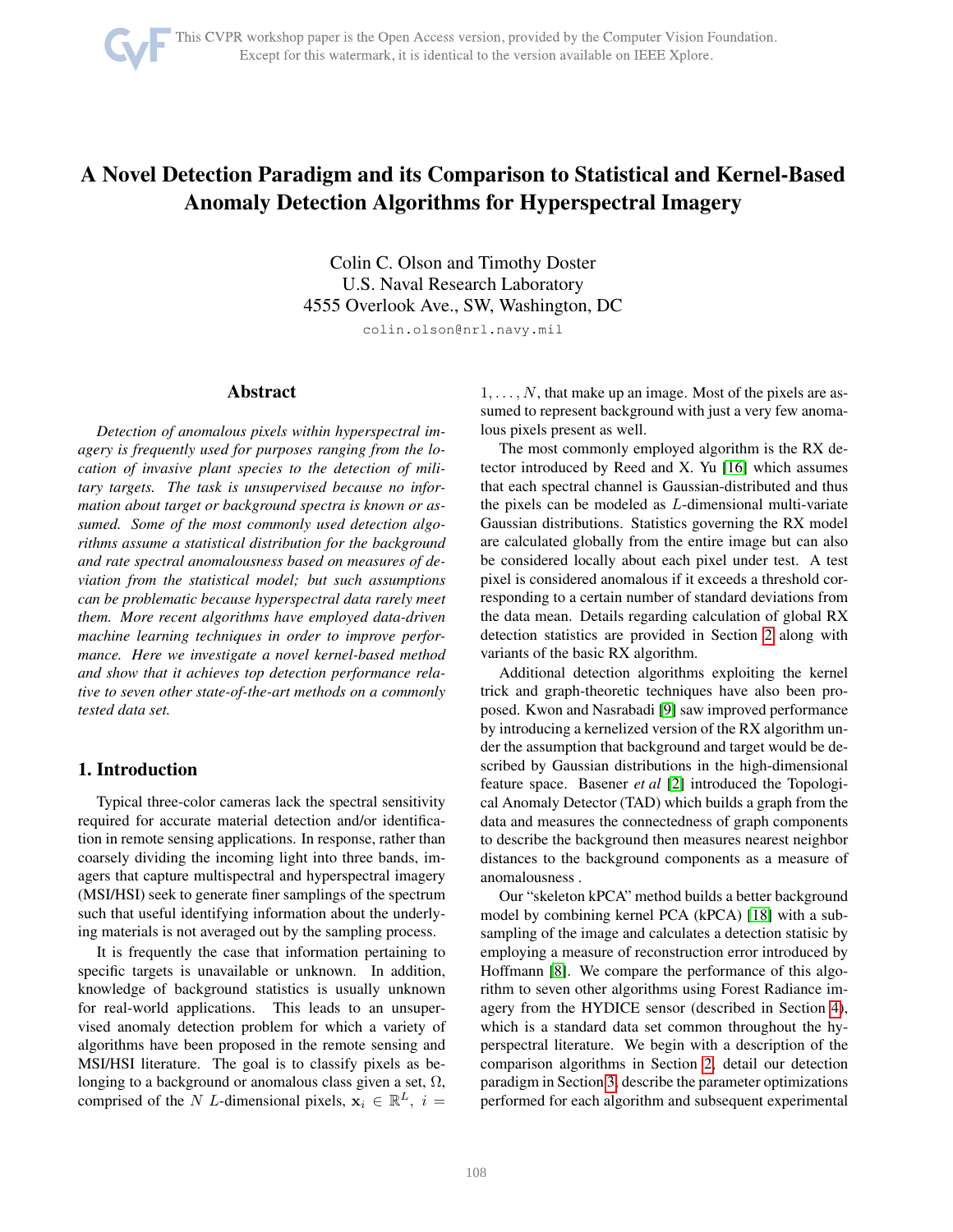# A Novel Detection Paradigm and its Comparison to Statistical and Kernel-Based Anomaly Detection Algorithms for Hyperspectral Imagery

Colin C. Olson and Timothy Doster
U.S. Naval Research Laboratory
4555 Overlook Ave., SW, Washington, DC

colin.olson@nrl.navy.mil

## Abstract

*Detection of anomalous pixels within hyperspectral imagery is frequently used for purposes ranging from the location of invasive plant species to the detection of military targets. The task is unsupervised because no information about target or background spectra is known or assumed. Some of the most commonly used detection algorithms assume a statistical distribution for the background and rate spectral anomalousness based on measures of deviation from the statistical model; but such assumptions can be problematic because hyperspectral data rarely meet them. More recent algorithms have employed data-driven machine learning techniques in order to improve performance. Here we investigate a novel kernel-based method and show that it achieves top detection performance relative to seven other state-of-the-art methods on a commonly tested data set.*

## 1. Introduction

Typical three-color cameras lack the spectral sensitivity required for accurate material detection and/or identification in remote sensing applications. In response, rather than coarsely dividing the incoming light into three bands, imagers that capture multispectral and hyperspectral imagery (MSI/HSI) seek to generate finer samplings of the spectrum such that useful identifying information about the underlying materials is not averaged out by the sampling process.

It is frequently the case that information pertaining to specific targets is unavailable or unknown. In addition, knowledge of background statistics is usually unknown for real-world applications. This leads to an unsupervised anomaly detection problem for which a variety of algorithms have been proposed in the remote sensing and MSI/HSI literature. The goal is to classify pixels as belonging to a background or anomalous class given a set, $\Omega$, comprised of the $N$ $L$-dimensional pixels, $\mathbf{x}_i \in \mathbb{R}^L$, $i = 1, \ldots, N$, that make up an image. Most of the pixels are assumed to represent background with just a very few anomalous pixels present as well.

The most commonly employed algorithm is the RX detector introduced by Reed and X. Yu [16] which assumes that each spectral channel is Gaussian-distributed and thus the pixels can be modeled as $L$-dimensional multi-variate Gaussian distributions. Statistics governing the RX model are calculated globally from the entire image but can also be considered locally about each pixel under test. A test pixel is considered anomalous if it exceeds a threshold corresponding to a certain number of standard deviations from the data mean. Details regarding calculation of global RX detection statistics are provided in Section 2 along with variants of the basic RX algorithm.

Additional detection algorithms exploiting the kernel trick and graph-theoretic techniques have also been proposed. Kwon and Nasrabadi [9] saw improved performance by introducing a kernelized version of the RX algorithm under the assumption that background and target would be described by Gaussian distributions in the high-dimensional feature space. Basener *et al* [2] introduced the Topological Anomaly Detector (TAD) which builds a graph from the data and measures the connectedness of graph components to describe the background then measures nearest neighbor distances to the background components as a measure of anomalousness .

Our "skeleton kPCA" method builds a better background model by combining kernel PCA (kPCA) [18] with a subsampling of the image and calculates a detection statisic by employing a measure of reconstruction error introduced by Hoffmann [8]. We compare the performance of this algorithm to seven other algorithms using Forest Radiance imagery from the HYDICE sensor (described in Section 4), which is a standard data set common throughout the hyperspectral literature. We begin with a description of the comparison algorithms in Section 2, detail our detection paradigm in Section 3, describe the parameter optimizations performed for each algorithm and subsequent experimental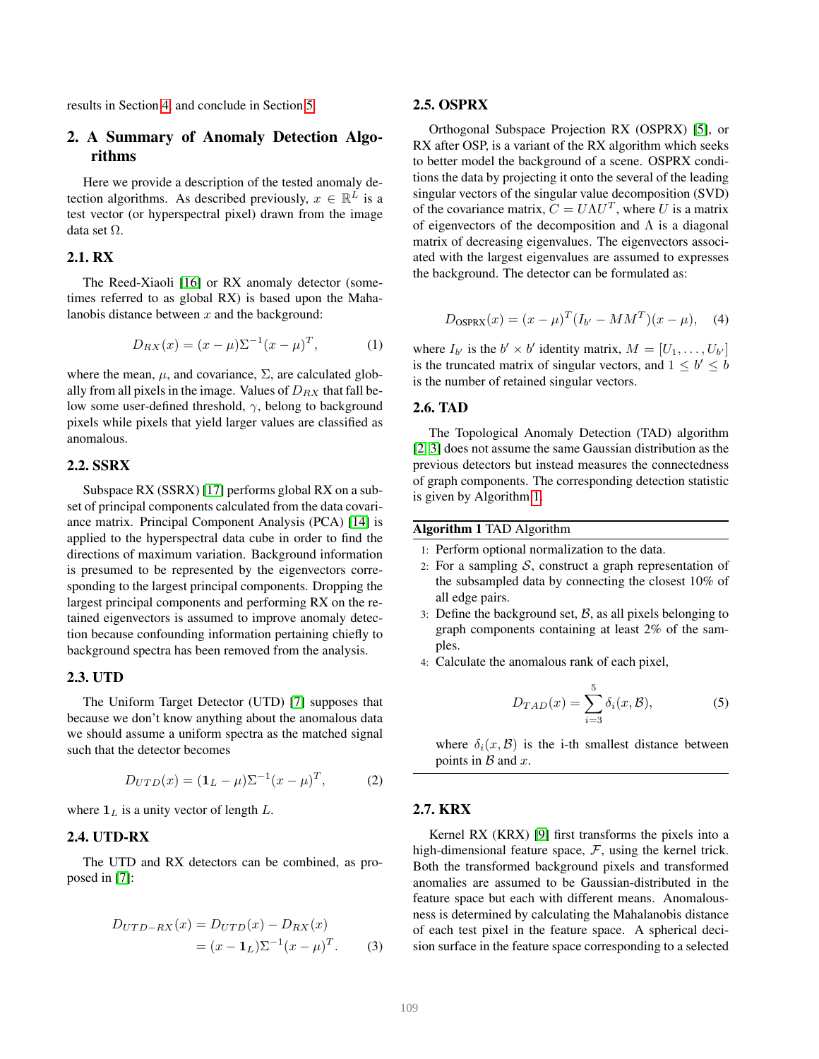results in Section 4, and conclude in Section 5.

## 2. A Summary of Anomaly Detection Algorithms

Here we provide a description of the tested anomaly detection algorithms. As described previously, $x \in \mathbb{R}^L$ is a test vector (or hyperspectral pixel) drawn from the image data set $\Omega$.

### 2.1. RX

The Reed-Xiaoli [16] or RX anomaly detector (sometimes referred to as global RX) is based upon the Mahalanobis distance between $x$ and the background:

$$D_{RX}(x) = (x - \mu)\Sigma^{-1}(x - \mu)^T, \tag{1}$$

where the mean, $\mu$, and covariance, $\Sigma$, are calculated globally from all pixels in the image. Values of $D_{RX}$ that fall below some user-defined threshold, $\gamma$, belong to background pixels while pixels that yield larger values are classified as anomalous.

### 2.2. SSRX

Subspace RX (SSRX) [17] performs global RX on a subset of principal components calculated from the data covariance matrix. Principal Component Analysis (PCA) [14] is applied to the hyperspectral data cube in order to find the directions of maximum variation. Background information is presumed to be represented by the eigenvectors corresponding to the largest principal components. Dropping the largest principal components and performing RX on the retained eigenvectors is assumed to improve anomaly detection because confounding information pertaining chiefly to background spectra has been removed from the analysis.

### 2.3. UTD

The Uniform Target Detector (UTD) [7] supposes that because we don't know anything about the anomalous data we should assume a uniform spectra as the matched signal such that the detector becomes

$$D_{UTD}(x) = (\mathbf{1}_L - \mu)\Sigma^{-1}(x - \mu)^T, \tag{2}$$

where $\mathbf{1}_L$ is a unity vector of length $L$.

### 2.4. UTD-RX

The UTD and RX detectors can be combined, as proposed in [7]:

$$\begin{aligned} D_{UTD-RX}(x) &= D_{UTD}(x) - D_{RX}(x) \\ &= (x - \mathbf{1}_L)\Sigma^{-1}(x - \mu)^T. \end{aligned} \tag{3}$$

### 2.5. OSPRX

Orthogonal Subspace Projection RX (OSPRX) [5], or RX after OSP, is a variant of the RX algorithm which seeks to better model the background of a scene. OSPRX conditions the data by projecting it onto the several of the leading singular vectors of the singular value decomposition (SVD) of the covariance matrix, $C = U\Lambda U^T$, where $U$ is a matrix of eigenvectors of the decomposition and $\Lambda$ is a diagonal matrix of decreasing eigenvalues. The eigenvectors associated with the largest eigenvalues are assumed to expresses the background. The detector can be formulated as:

$$D_{\text{OSPRX}}(x) = (x - \mu)^T(I_{b'} - MM^T)(x - \mu), \tag{4}$$

where $I_{b'}$ is the $b' \times b'$ identity matrix, $M = [U_1, \ldots, U_{b'}]$ is the truncated matrix of singular vectors, and $1 \le b' \le b$ is the number of retained singular vectors.

### 2.6. TAD

The Topological Anomaly Detection (TAD) algorithm [2, 3] does not assume the same Gaussian distribution as the previous detectors but instead measures the connectedness of graph components. The corresponding detection statistic is given by Algorithm 1.

**Algorithm 1** TAD Algorithm

1: Perform optional normalization to the data.
2: For a sampling $\mathcal{S}$, construct a graph representation of the subsampled data by connecting the closest 10% of all edge pairs.
3: Define the background set, $\mathcal{B}$, as all pixels belonging to graph components containing at least 2% of the samples.
4: Calculate the anomalous rank of each pixel,

$$D_{TAD}(x) = \sum_{i=3}^{5} \delta_i(x, \mathcal{B}), \tag{5}$$

where $\delta_i(x, \mathcal{B})$ is the i-th smallest distance between points in $\mathcal{B}$ and $x$.

### 2.7. KRX

Kernel RX (KRX) [9] first transforms the pixels into a high-dimensional feature space, $\mathcal{F}$, using the kernel trick. Both the transformed background pixels and transformed anomalies are assumed to be Gaussian-distributed in the feature space but each with different means. Anomalousness is determined by calculating the Mahalanobis distance of each test pixel in the feature space. A spherical decision surface in the feature space corresponding to a selected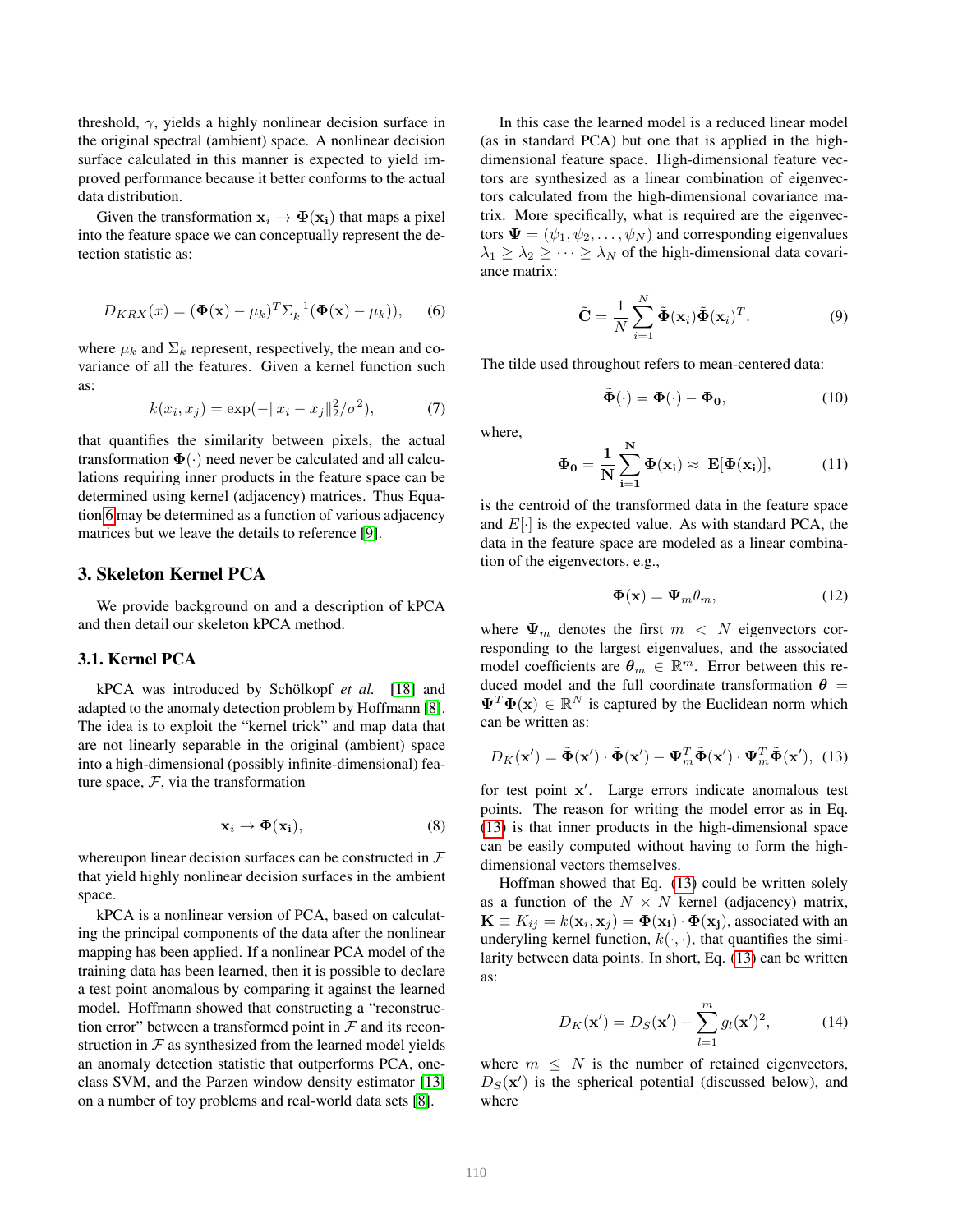threshold, $\gamma$, yields a highly nonlinear decision surface in the original spectral (ambient) space. A nonlinear decision surface calculated in this manner is expected to yield improved performance because it better conforms to the actual data distribution.

Given the transformation $\mathbf{x}_i \rightarrow \mathbf{\Phi}(\mathbf{x_i})$ that maps a pixel into the feature space we can conceptually represent the detection statistic as:

$$D_{KRX}(x) = (\mathbf{\Phi}(\mathbf{x}) - \mu_k)^T \Sigma_k^{-1} (\mathbf{\Phi}(\mathbf{x}) - \mu_k)), \quad (6)$$

where $\mu_k$ and $\Sigma_k$ represent, respectively, the mean and covariance of all the features. Given a kernel function such as:

$$k(x_i, x_j) = \exp(-\|x_i - x_j\|_2^2 / \sigma^2), \quad (7)$$

that quantifies the similarity between pixels, the actual transformation $\mathbf{\Phi}(\cdot)$ need never be calculated and all calculations requiring inner products in the feature space can be determined using kernel (adjacency) matrices. Thus Equation 6 may be determined as a function of various adjacency matrices but we leave the details to reference [9].

## 3. Skeleton Kernel PCA

We provide background on and a description of kPCA and then detail our skeleton kPCA method.

### 3.1. Kernel PCA

kPCA was introduced by Schölkopf *et al.* [18] and adapted to the anomaly detection problem by Hoffmann [8]. The idea is to exploit the "kernel trick" and map data that are not linearly separable in the original (ambient) space into a high-dimensional (possibly infinite-dimensional) feature space, $\mathcal{F}$, via the transformation

$$\mathbf{x}_i \rightarrow \mathbf{\Phi}(\mathbf{x_i}), \quad (8)$$

whereupon linear decision surfaces can be constructed in $\mathcal{F}$ that yield highly nonlinear decision surfaces in the ambient space.

kPCA is a nonlinear version of PCA, based on calculating the principal components of the data after the nonlinear mapping has been applied. If a nonlinear PCA model of the training data has been learned, then it is possible to declare a test point anomalous by comparing it against the learned model. Hoffmann showed that constructing a "reconstruction error" between a transformed point in $\mathcal{F}$ and its reconstruction in $\mathcal{F}$ as synthesized from the learned model yields an anomaly detection statistic that outperforms PCA, one-class SVM, and the Parzen window density estimator [13] on a number of toy problems and real-world data sets [8].

In this case the learned model is a reduced linear model (as in standard PCA) but one that is applied in the high-dimensional feature space. High-dimensional feature vectors are synthesized as a linear combination of eigenvectors calculated from the high-dimensional covariance matrix. More specifically, what is required are the eigenvectors $\mathbf{\Psi} = (\psi_1, \psi_2, \ldots, \psi_N)$ and corresponding eigenvalues $\lambda_1 \geq \lambda_2 \geq \cdots \geq \lambda_N$ of the high-dimensional data covariance matrix:

$$\tilde{\mathbf{C}} = \frac{1}{N} \sum_{i=1}^{N} \tilde{\mathbf{\Phi}}(\mathbf{x}_i) \tilde{\mathbf{\Phi}}(\mathbf{x}_i)^T. \quad (9)$$

The tilde used throughout refers to mean-centered data:

$$\tilde{\mathbf{\Phi}}(\cdot) = \mathbf{\Phi}(\cdot) - \mathbf{\Phi_0}, \quad (10)$$

where,

$$\mathbf{\Phi_0} = \frac{\mathbf{1}}{\mathbf{N}} \sum_{\mathbf{i=1}}^{\mathbf{N}} \mathbf{\Phi}(\mathbf{x_i}) \approx \mathbf{E}[\mathbf{\Phi}(\mathbf{x_i})], \quad (11)$$

is the centroid of the transformed data in the feature space and $E[\cdot]$ is the expected value. As with standard PCA, the data in the feature space are modeled as a linear combination of the eigenvectors, e.g.,

$$\mathbf{\Phi}(\mathbf{x}) = \mathbf{\Psi}_m \theta_m, \quad (12)$$

where $\mathbf{\Psi}_m$ denotes the first $m < N$ eigenvectors corresponding to the largest eigenvalues, and the associated model coefficients are $\boldsymbol{\theta}_m \in \mathbb{R}^m$. Error between this reduced model and the full coordinate transformation $\boldsymbol{\theta} = \mathbf{\Psi}^T \mathbf{\Phi}(\mathbf{x}) \in \mathbb{R}^N$ is captured by the Euclidean norm which can be written as:

$$D_K(\mathbf{x}') = \tilde{\mathbf{\Phi}}(\mathbf{x}') \cdot \tilde{\mathbf{\Phi}}(\mathbf{x}') - \mathbf{\Psi}_m^T \tilde{\mathbf{\Phi}}(\mathbf{x}') \cdot \mathbf{\Psi}_m^T \tilde{\mathbf{\Phi}}(\mathbf{x}'), \quad (13)$$

for test point $\mathbf{x}'$. Large errors indicate anomalous test points. The reason for writing the model error as in Eq. (13) is that inner products in the high-dimensional space can be easily computed without having to form the high-dimensional vectors themselves.

Hoffman showed that Eq. (13) could be written solely as a function of the $N \times N$ kernel (adjacency) matrix, $\mathbf{K} \equiv K_{ij} = k(\mathbf{x}_i, \mathbf{x}_j) = \mathbf{\Phi}(\mathbf{x_i}) \cdot \mathbf{\Phi}(\mathbf{x_j})$, associated with an underlying kernel function, $k(\cdot, \cdot)$, that quantifies the similarity between data points. In short, Eq. (13) can be written as:

$$D_K(\mathbf{x}') = D_S(\mathbf{x}') - \sum_{l=1}^{m} g_l(\mathbf{x}')^2, \quad (14)$$

where $m \leq N$ is the number of retained eigenvectors, $D_S(\mathbf{x}')$ is the spherical potential (discussed below), and where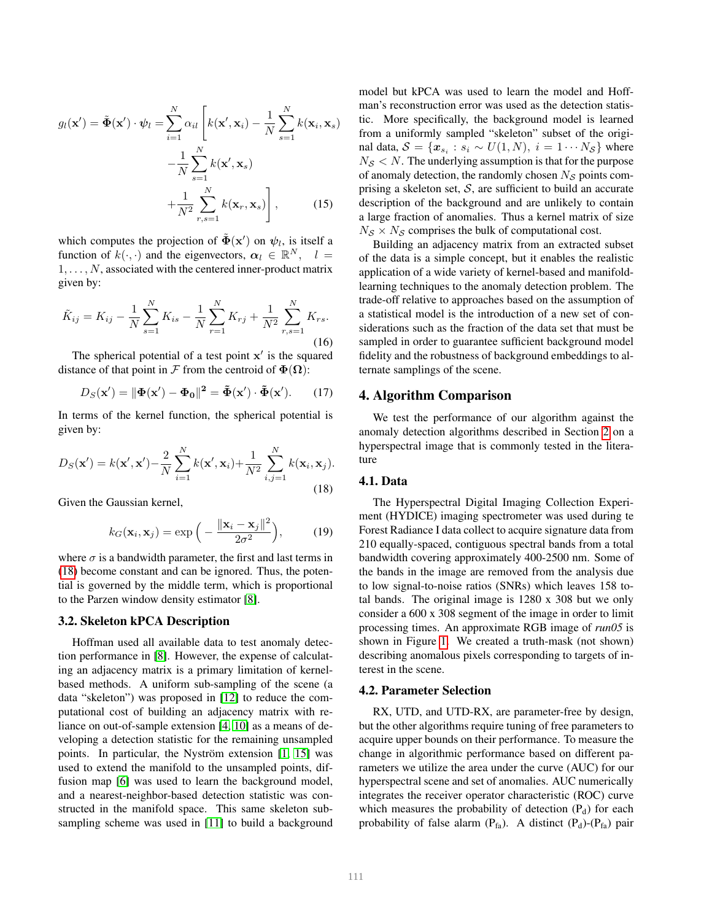$$g_l(\mathbf{x}') = \tilde{\mathbf{\Phi}}(\mathbf{x}') \cdot \boldsymbol{\psi}_l = \sum_{i=1}^{N} \alpha_{il} \Bigg[ k(\mathbf{x}', \mathbf{x}_i) - \frac{1}{N} \sum_{s=1}^{N} k(\mathbf{x}_i, \mathbf{x}_s) - \frac{1}{N} \sum_{s=1}^{N} k(\mathbf{x}', \mathbf{x}_s) + \frac{1}{N^2} \sum_{r,s=1}^{N} k(\mathbf{x}_r, \mathbf{x}_s) \Bigg], \tag{15}$$

which computes the projection of $\tilde{\mathbf{\Phi}}(\mathbf{x}')$ on $\boldsymbol{\psi}_l$, is itself a function of $k(\cdot, \cdot)$ and the eigenvectors, $\boldsymbol{\alpha}_l \in \mathbb{R}^N, \quad l = 1, \ldots, N$, associated with the centered inner-product matrix given by:

$$\tilde{K}_{ij} = K_{ij} - \frac{1}{N} \sum_{s=1}^{N} K_{is} - \frac{1}{N} \sum_{r=1}^{N} K_{rj} + \frac{1}{N^2} \sum_{r,s=1}^{N} K_{rs}. \tag{16}$$

The spherical potential of a test point $\mathbf{x}'$ is the squared distance of that point in $\mathcal{F}$ from the centroid of $\mathbf{\Phi}(\mathbf{\Omega})$:

$$D_S(\mathbf{x}') = \|\mathbf{\Phi}(\mathbf{x}') - \mathbf{\Phi_0}\|^2 = \tilde{\mathbf{\Phi}}(\mathbf{x}') \cdot \tilde{\mathbf{\Phi}}(\mathbf{x}'). \tag{17}$$

In terms of the kernel function, the spherical potential is given by:

$$D_S(\mathbf{x}') = k(\mathbf{x}', \mathbf{x}') - \frac{2}{N} \sum_{i=1}^{N} k(\mathbf{x}', \mathbf{x}_i) + \frac{1}{N^2} \sum_{i,j=1}^{N} k(\mathbf{x}_i, \mathbf{x}_j). \tag{18}$$

Given the Gaussian kernel,

$$k_G(\mathbf{x}_i, \mathbf{x}_j) = \exp\Big( - \frac{\|\mathbf{x}_i - \mathbf{x}_j\|^2}{2\sigma^2} \Big), \tag{19}$$

where $\sigma$ is a bandwidth parameter, the first and last terms in (18) become constant and can be ignored. Thus, the potential is governed by the middle term, which is proportional to the Parzen window density estimator [8].

### 3.2. Skeleton kPCA Description

Hoffman used all available data to test anomaly detection performance in [8]. However, the expense of calculating an adjacency matrix is a primary limitation of kernel-based methods. A uniform sub-sampling of the scene (a data "skeleton") was proposed in [12] to reduce the computational cost of building an adjacency matrix with reliance on out-of-sample extension [4, 10] as a means of developing a detection statistic for the remaining unsampled points. In particular, the Nyström extension [1, 15] was used to extend the manifold to the unsampled points, diffusion map [6] was used to learn the background model, and a nearest-neighbor-based detection statistic was constructed in the manifold space. This same skeleton subsampling scheme was used in [11] to build a background model but kPCA was used to learn the model and Hoffman's reconstruction error was used as the detection statistic. More specifically, the background model is learned from a uniformly sampled "skeleton" subset of the original data, $\mathcal{S} = \{\boldsymbol{x}_{s_i} : s_i \sim U(1, N),\ i = 1 \cdots N_{\mathcal{S}}\}$ where $N_{\mathcal{S}} < N$. The underlying assumption is that for the purpose of anomaly detection, the randomly chosen $N_{\mathcal{S}}$ points comprising a skeleton set, $\mathcal{S}$, are sufficient to build an accurate description of the background and are unlikely to contain a large fraction of anomalies. Thus a kernel matrix of size $N_{\mathcal{S}} \times N_{\mathcal{S}}$ comprises the bulk of computational cost.

Building an adjacency matrix from an extracted subset of the data is a simple concept, but it enables the realistic application of a wide variety of kernel-based and manifold-learning techniques to the anomaly detection problem. The trade-off relative to approaches based on the assumption of a statistical model is the introduction of a new set of considerations such as the fraction of the data set that must be sampled in order to guarantee sufficient background model fidelity and the robustness of background embeddings to alternate samplings of the scene.

## 4. Algorithm Comparison

We test the performance of our algorithm against the anomaly detection algorithms described in Section 2 on a hyperspectral image that is commonly tested in the literature

### 4.1. Data

The Hyperspectral Digital Imaging Collection Experiment (HYDICE) imaging spectrometer was used during te Forest Radiance I data collect to acquire signature data from 210 equally-spaced, contiguous spectral bands from a total bandwidth covering approximately 400-2500 nm. Some of the bands in the image are removed from the analysis due to low signal-to-noise ratios (SNRs) which leaves 158 total bands. The original image is 1280 x 308 but we only consider a 600 x 308 segment of the image in order to limit processing times. An approximate RGB image of *run05* is shown in Figure 1. We created a truth-mask (not shown) describing anomalous pixels corresponding to targets of interest in the scene.

### 4.2. Parameter Selection

RX, UTD, and UTD-RX, are parameter-free by design, but the other algorithms require tuning of free parameters to acquire upper bounds on their performance. To measure the change in algorithmic performance based on different parameters we utilize the area under the curve (AUC) for our hyperspectral scene and set of anomalies. AUC numerically integrates the receiver operator characteristic (ROC) curve which measures the probability of detection ($\mathrm{P_d}$) for each probability of false alarm ($\mathrm{P_{fa}}$). A distinct ($\mathrm{P_d}$)-($\mathrm{P_{fa}}$) pair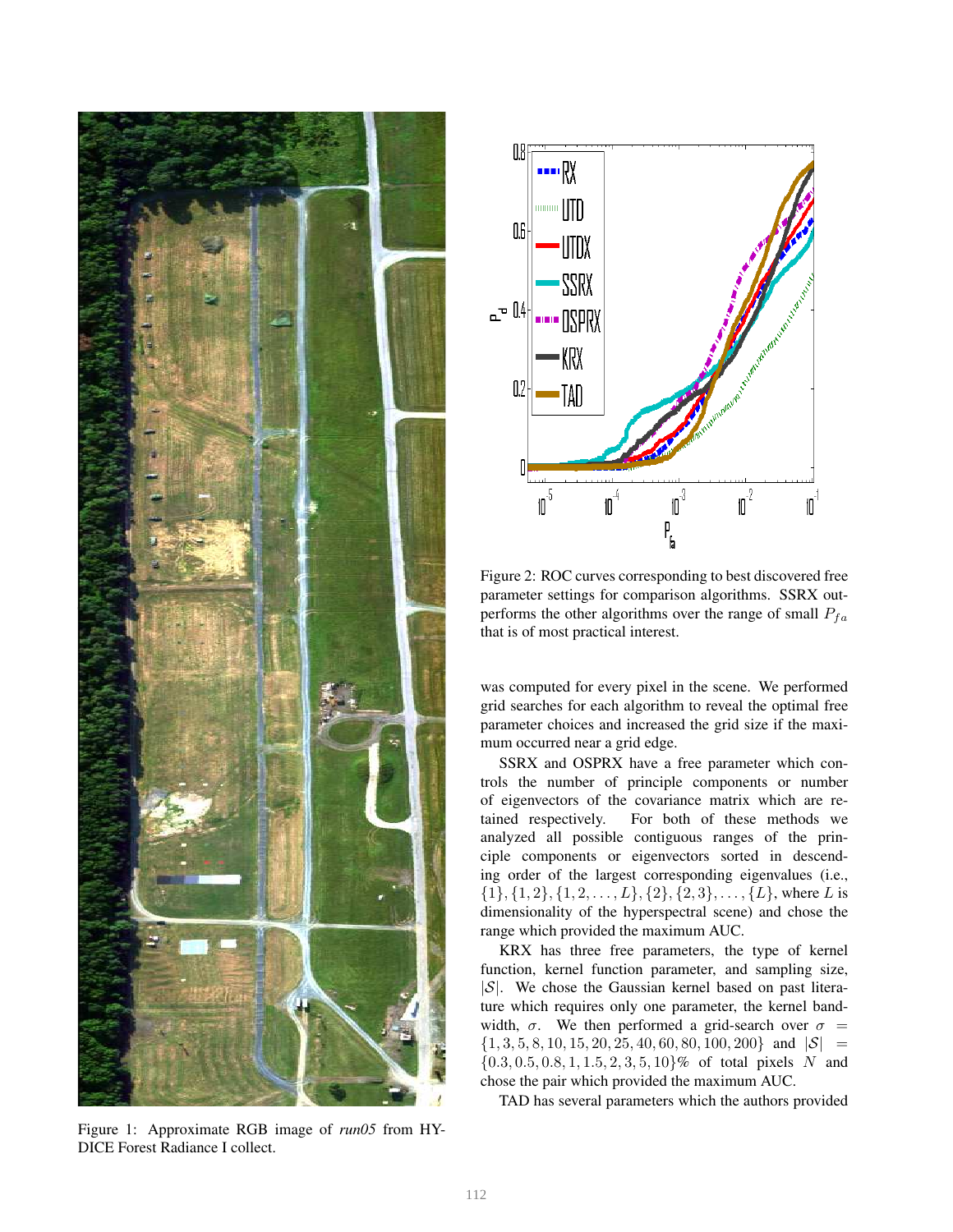Figure 1: Approximate RGB image of *run05* from HYDICE Forest Radiance I collect.

Figure 2: ROC curves corresponding to best discovered free parameter settings for comparison algorithms. SSRX outperforms the other algorithms over the range of small $P_{fa}$ that is of most practical interest.

was computed for every pixel in the scene. We performed grid searches for each algorithm to reveal the optimal free parameter choices and increased the grid size if the maximum occurred near a grid edge.

SSRX and OSPRX have a free parameter which controls the number of principle components or number of eigenvectors of the covariance matrix which are retained respectively. For both of these methods we analyzed all possible contiguous ranges of the principle components or eigenvectors sorted in descending order of the largest corresponding eigenvalues (i.e., $\{1\}, \{1,2\}, \{1,2,\ldots,L\}, \{2\}, \{2,3\}, \ldots, \{L\}$, where $L$ is dimensionality of the hyperspectral scene) and chose the range which provided the maximum AUC.

KRX has three free parameters, the type of kernel function, kernel function parameter, and sampling size, $|\mathcal{S}|$. We chose the Gaussian kernel based on past literature which requires only one parameter, the kernel bandwidth, $\sigma$. We then performed a grid-search over $\sigma = \{1, 3, 5, 8, 10, 15, 20, 25, 40, 60, 80, 100, 200\}$ and $|\mathcal{S}| = \{0.3, 0.5, 0.8, 1, 1.5, 2, 3, 5, 10\}\%$ of total pixels $N$ and chose the pair which provided the maximum AUC.

TAD has several parameters which the authors provided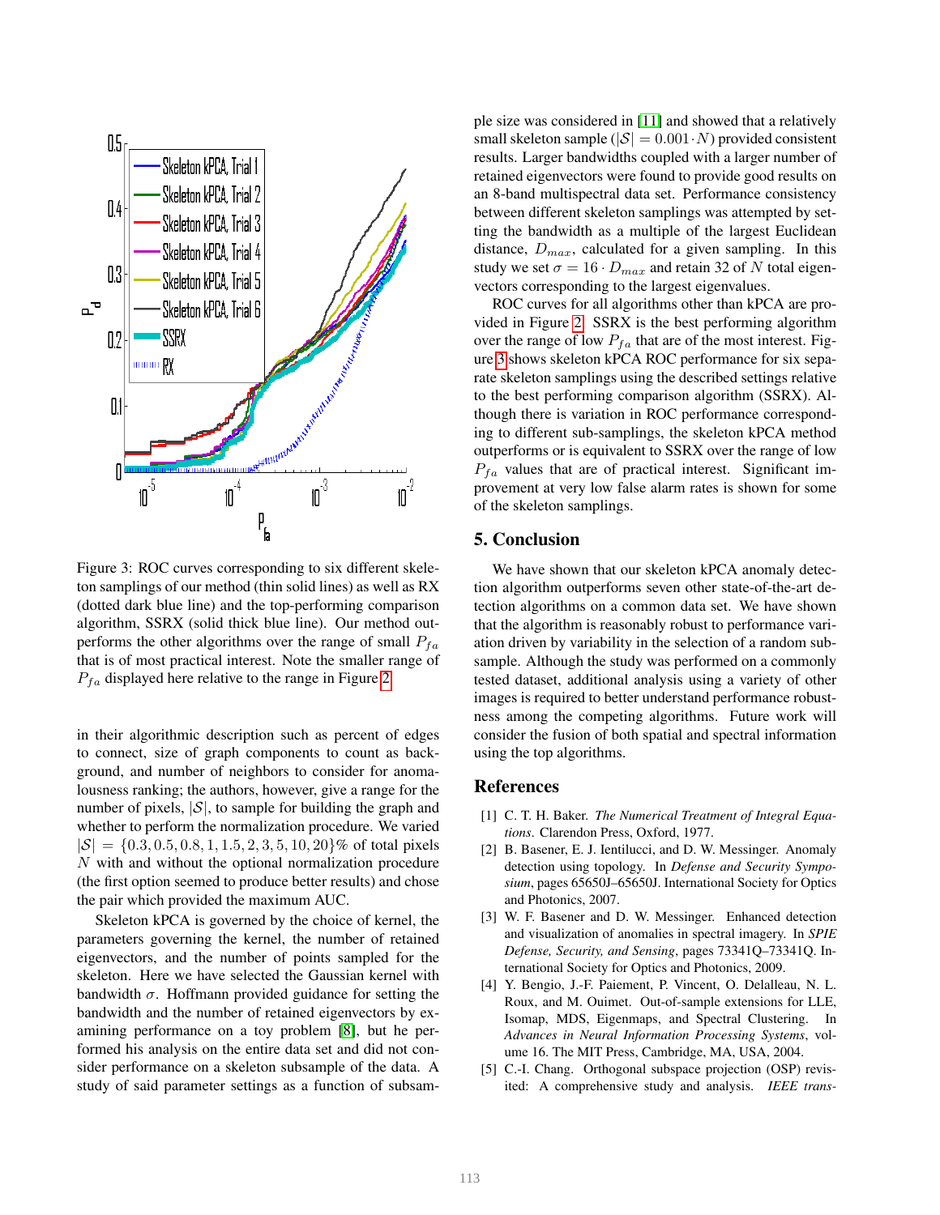Figure 3: ROC curves corresponding to six different skeleton samplings of our method (thin solid lines) as well as RX (dotted dark blue line) and the top-performing comparison algorithm, SSRX (solid thick blue line). Our method outperforms the other algorithms over the range of small $P_{fa}$ that is of most practical interest. Note the smaller range of $P_{fa}$ displayed here relative to the range in Figure 2.

in their algorithmic description such as percent of edges to connect, size of graph components to count as background, and number of neighbors to consider for anomalousness ranking; the authors, however, give a range for the number of pixels, $|\mathcal{S}|$, to sample for building the graph and whether to perform the normalization procedure. We varied $|\mathcal{S}| = \{0.3, 0.5, 0.8, 1, 1.5, 2, 3, 5, 10, 20\}\%$ of total pixels $N$ with and without the optional normalization procedure (the first option seemed to produce better results) and chose the pair which provided the maximum AUC.

Skeleton kPCA is governed by the choice of kernel, the parameters governing the kernel, the number of retained eigenvectors, and the number of points sampled for the skeleton. Here we have selected the Gaussian kernel with bandwidth $\sigma$. Hoffmann provided guidance for setting the bandwidth and the number of retained eigenvectors by examining performance on a toy problem [8], but he performed his analysis on the entire data set and did not consider performance on a skeleton subsample of the data. A study of said parameter settings as a function of subsample size was considered in [11] and showed that a relatively small skeleton sample ($|\mathcal{S}| = 0.001 \cdot N$) provided consistent results. Larger bandwidths coupled with a larger number of retained eigenvectors were found to provide good results on an 8-band multispectral data set. Performance consistency between different skeleton samplings was attempted by setting the bandwidth as a multiple of the largest Euclidean distance, $D_{max}$, calculated for a given sampling. In this study we set $\sigma = 16 \cdot D_{max}$ and retain 32 of $N$ total eigenvectors corresponding to the largest eigenvalues.

ROC curves for all algorithms other than kPCA are provided in Figure 2. SSRX is the best performing algorithm over the range of low $P_{fa}$ that are of the most interest. Figure 3 shows skeleton kPCA ROC performance for six separate skeleton samplings using the described settings relative to the best performing comparison algorithm (SSRX). Although there is variation in ROC performance corresponding to different sub-samplings, the skeleton kPCA method outperforms or is equivalent to SSRX over the range of low $P_{fa}$ values that are of practical interest. Significant improvement at very low false alarm rates is shown for some of the skeleton samplings.

## 5. Conclusion

We have shown that our skeleton kPCA anomaly detection algorithm outperforms seven other state-of-the-art detection algorithms on a common data set. We have shown that the algorithm is reasonably robust to performance variation driven by variability in the selection of a random subsample. Although the study was performed on a commonly tested dataset, additional analysis using a variety of other images is required to better understand performance robustness among the competing algorithms. Future work will consider the fusion of both spatial and spectral information using the top algorithms.

## References

[1] C. T. H. Baker. *The Numerical Treatment of Integral Equations*. Clarendon Press, Oxford, 1977.

[2] B. Basener, E. J. Ientilucci, and D. W. Messinger. Anomaly detection using topology. In *Defense and Security Symposium*, pages 65650J–65650J. International Society for Optics and Photonics, 2007.

[3] W. F. Basener and D. W. Messinger. Enhanced detection and visualization of anomalies in spectral imagery. In *SPIE Defense, Security, and Sensing*, pages 73341Q–73341Q. International Society for Optics and Photonics, 2009.

[4] Y. Bengio, J.-F. Paiement, P. Vincent, O. Delalleau, N. L. Roux, and M. Ouimet. Out-of-sample extensions for LLE, Isomap, MDS, Eigenmaps, and Spectral Clustering. In *Advances in Neural Information Processing Systems*, volume 16. The MIT Press, Cambridge, MA, USA, 2004.

[5] C.-I. Chang. Orthogonal subspace projection (OSP) revisited: A comprehensive study and analysis. *IEEE trans-*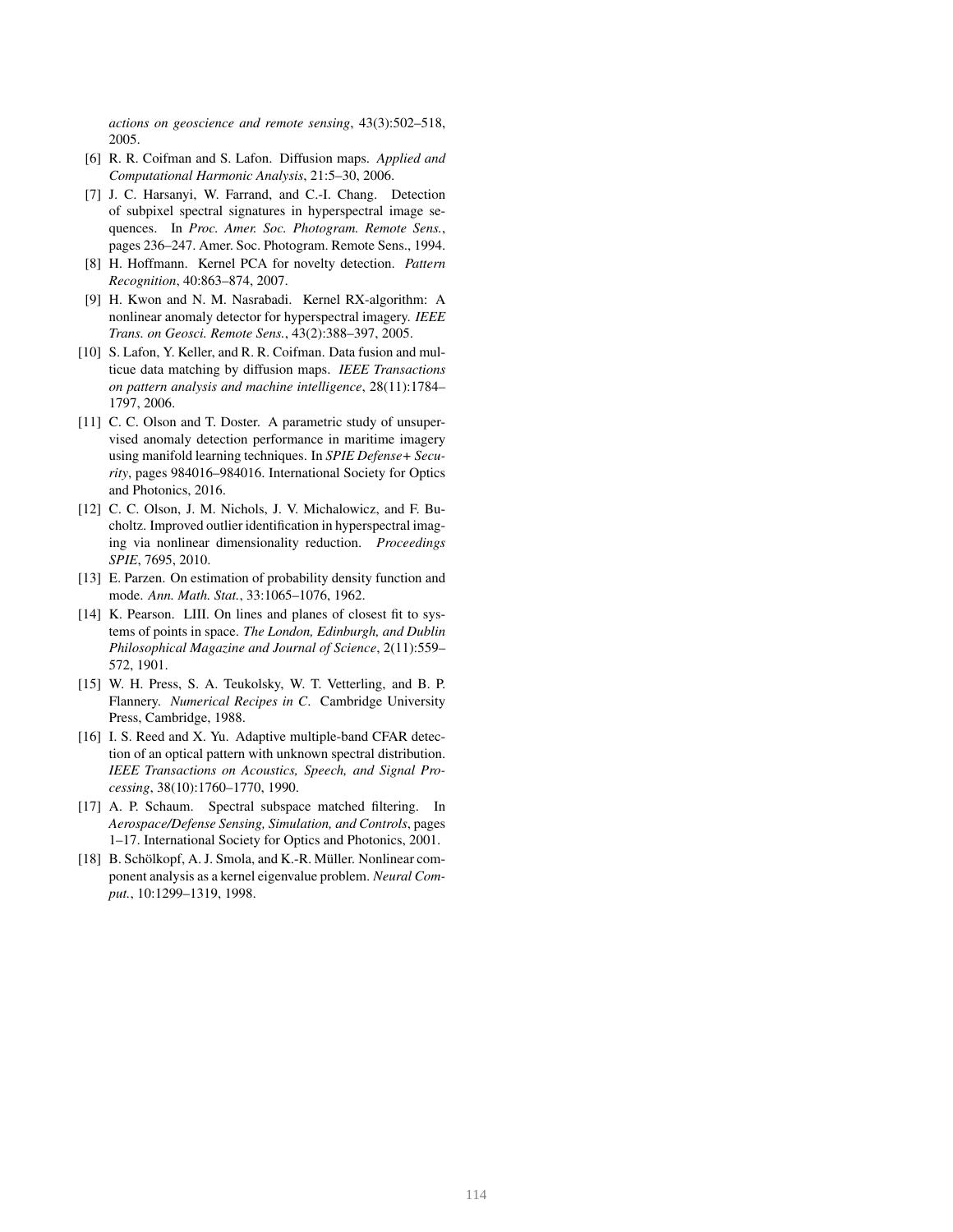*actions on geoscience and remote sensing*, 43(3):502–518, 2005.

[6] R. R. Coifman and S. Lafon. Diffusion maps. *Applied and Computational Harmonic Analysis*, 21:5–30, 2006.

[7] J. C. Harsanyi, W. Farrand, and C.-I. Chang. Detection of subpixel spectral signatures in hyperspectral image sequences. In *Proc. Amer. Soc. Photogram. Remote Sens.*, pages 236–247. Amer. Soc. Photogram. Remote Sens., 1994.

[8] H. Hoffmann. Kernel PCA for novelty detection. *Pattern Recognition*, 40:863–874, 2007.

[9] H. Kwon and N. M. Nasrabadi. Kernel RX-algorithm: A nonlinear anomaly detector for hyperspectral imagery. *IEEE Trans. on Geosci. Remote Sens.*, 43(2):388–397, 2005.

[10] S. Lafon, Y. Keller, and R. R. Coifman. Data fusion and multicue data matching by diffusion maps. *IEEE Transactions on pattern analysis and machine intelligence*, 28(11):1784–1797, 2006.

[11] C. C. Olson and T. Doster. A parametric study of unsupervised anomaly detection performance in maritime imagery using manifold learning techniques. In *SPIE Defense+ Security*, pages 984016–984016. International Society for Optics and Photonics, 2016.

[12] C. C. Olson, J. M. Nichols, J. V. Michalowicz, and F. Bucholtz. Improved outlier identification in hyperspectral imaging via nonlinear dimensionality reduction. *Proceedings SPIE*, 7695, 2010.

[13] E. Parzen. On estimation of probability density function and mode. *Ann. Math. Stat.*, 33:1065–1076, 1962.

[14] K. Pearson. LIII. On lines and planes of closest fit to systems of points in space. *The London, Edinburgh, and Dublin Philosophical Magazine and Journal of Science*, 2(11):559–572, 1901.

[15] W. H. Press, S. A. Teukolsky, W. T. Vetterling, and B. P. Flannery. *Numerical Recipes in C*. Cambridge University Press, Cambridge, 1988.

[16] I. S. Reed and X. Yu. Adaptive multiple-band CFAR detection of an optical pattern with unknown spectral distribution. *IEEE Transactions on Acoustics, Speech, and Signal Processing*, 38(10):1760–1770, 1990.

[17] A. P. Schaum. Spectral subspace matched filtering. In *Aerospace/Defense Sensing, Simulation, and Controls*, pages 1–17. International Society for Optics and Photonics, 2001.

[18] B. Schölkopf, A. J. Smola, and K.-R. Müller. Nonlinear component analysis as a kernel eigenvalue problem. *Neural Comput.*, 10:1299–1319, 1998.